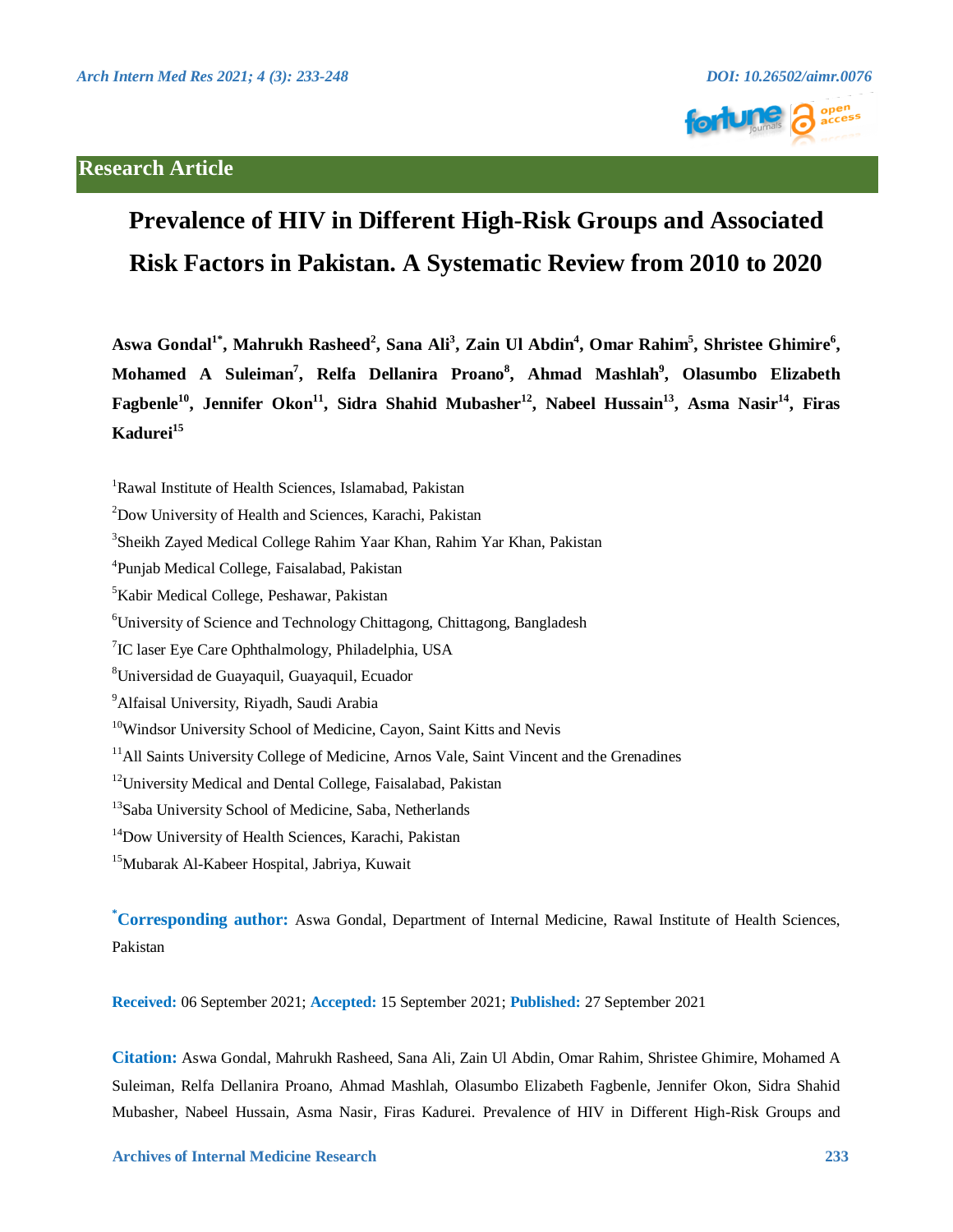Research Article

# Prevalence of HIV in Different High-Risk Groups and Associated Risk Factors in Pakistan. A Systematic Review from 2010 to 2020

**Aswa Gondal[1*], Mahrukh Rasheed[2], Sana Ali[3], Zain Ul Abdin[4], Omar Rahim[5], Shristee Ghimire[6], Mohamed A Suleiman[7], Relfa Dellanira Proano[8], Ahmad Mashlah[9], Olasumbo Elizabeth Fagbenle[10], Jennifer Okon[11], Sidra Shahid Mubasher[12], Nabeel Hussain[13], Asma Nasir[14], Firas Kadurei[15]**

[1]Rawal Institute of Health Sciences, Islamabad, Pakistan

[2]Dow University of Health and Sciences, Karachi, Pakistan

[3]Sheikh Zayed Medical College Rahim Yaar Khan, Rahim Yar Khan, Pakistan

[4]Punjab Medical College, Faisalabad, Pakistan

[5]Kabir Medical College, Peshawar, Pakistan

[6]University of Science and Technology Chittagong, Chittagong, Bangladesh

[7]IC laser Eye Care Ophthalmology, Philadelphia, USA

[8]Universidad de Guayaquil, Guayaquil, Ecuador

[9]Alfaisal University, Riyadh, Saudi Arabia

[10]Windsor University School of Medicine, Cayon, Saint Kitts and Nevis

[11]All Saints University College of Medicine, Arnos Vale, Saint Vincent and the Grenadines

[12]University Medical and Dental College, Faisalabad, Pakistan

[13]Saba University School of Medicine, Saba, Netherlands

[14]Dow University of Health Sciences, Karachi, Pakistan

[15]Mubarak Al-Kabeer Hospital, Jabriya, Kuwait

**[*]Corresponding author:** Aswa Gondal, Department of Internal Medicine, Rawal Institute of Health Sciences, Pakistan

**Received:** 06 September 2021; **Accepted:** 15 September 2021; **Published:** 27 September 2021

**Citation:** Aswa Gondal, Mahrukh Rasheed, Sana Ali, Zain Ul Abdin, Omar Rahim, Shristee Ghimire, Mohamed A Suleiman, Relfa Dellanira Proano, Ahmad Mashlah, Olasumbo Elizabeth Fagbenle, Jennifer Okon, Sidra Shahid Mubasher, Nabeel Hussain, Asma Nasir, Firas Kadurei. Prevalence of HIV in Different High-Risk Groups and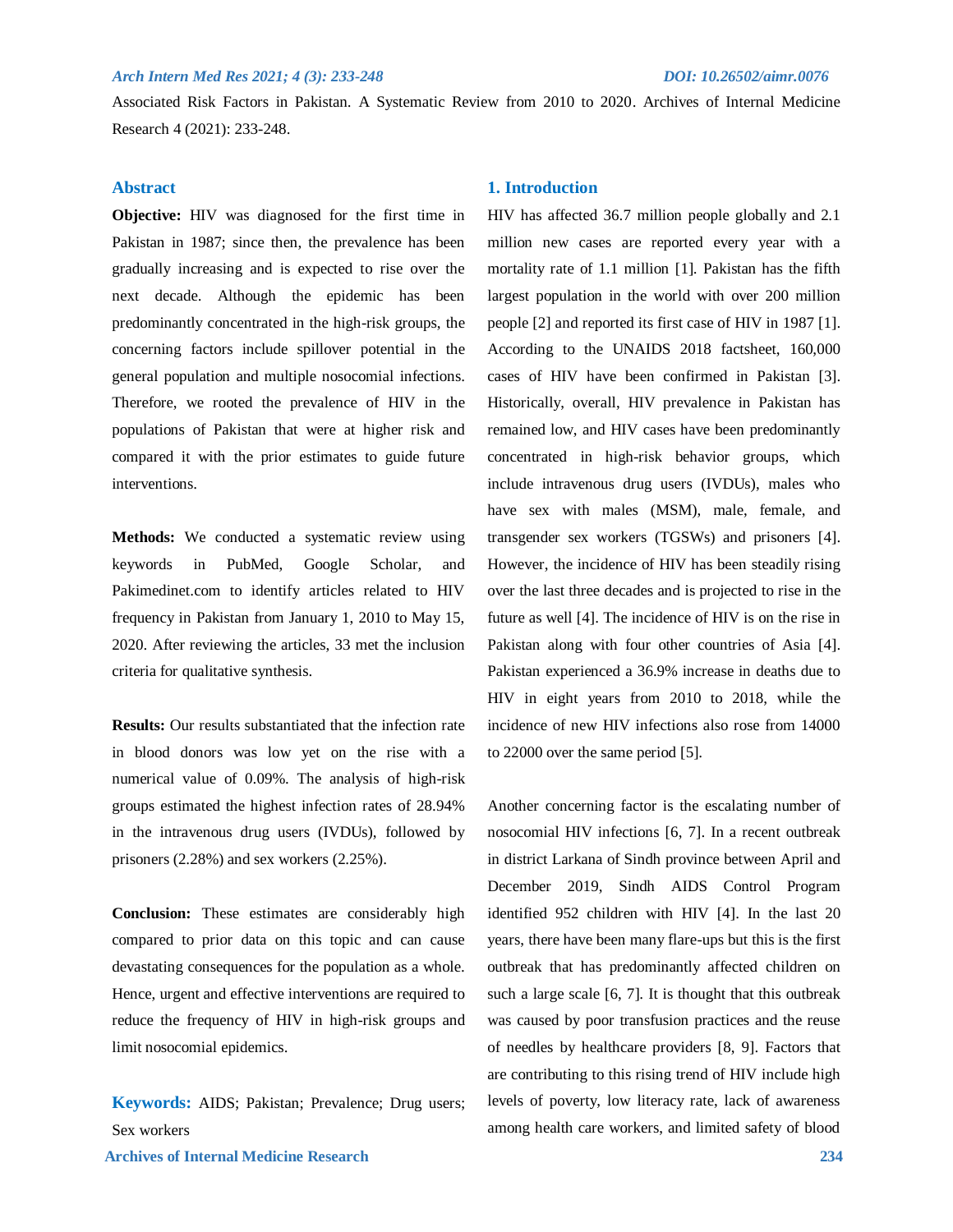Associated Risk Factors in Pakistan. A Systematic Review from 2010 to 2020. Archives of Internal Medicine Research 4 (2021): 233-248.

## Abstract

**Objective:** HIV was diagnosed for the first time in Pakistan in 1987; since then, the prevalence has been gradually increasing and is expected to rise over the next decade. Although the epidemic has been predominantly concentrated in the high-risk groups, the concerning factors include spillover potential in the general population and multiple nosocomial infections. Therefore, we rooted the prevalence of HIV in the populations of Pakistan that were at higher risk and compared it with the prior estimates to guide future interventions.

**Methods:** We conducted a systematic review using keywords in PubMed, Google Scholar, and Pakimedinet.com to identify articles related to HIV frequency in Pakistan from January 1, 2010 to May 15, 2020. After reviewing the articles, 33 met the inclusion criteria for qualitative synthesis.

**Results:** Our results substantiated that the infection rate in blood donors was low yet on the rise with a numerical value of 0.09%. The analysis of high-risk groups estimated the highest infection rates of 28.94% in the intravenous drug users (IVDUs), followed by prisoners (2.28%) and sex workers (2.25%).

**Conclusion:** These estimates are considerably high compared to prior data on this topic and can cause devastating consequences for the population as a whole. Hence, urgent and effective interventions are required to reduce the frequency of HIV in high-risk groups and limit nosocomial epidemics.

**Keywords:** AIDS; Pakistan; Prevalence; Drug users; Sex workers

## 1. Introduction

HIV has affected 36.7 million people globally and 2.1 million new cases are reported every year with a mortality rate of 1.1 million [1]. Pakistan has the fifth largest population in the world with over 200 million people [2] and reported its first case of HIV in 1987 [1]. According to the UNAIDS 2018 factsheet, 160,000 cases of HIV have been confirmed in Pakistan [3]. Historically, overall, HIV prevalence in Pakistan has remained low, and HIV cases have been predominantly concentrated in high-risk behavior groups, which include intravenous drug users (IVDUs), males who have sex with males (MSM), male, female, and transgender sex workers (TGSWs) and prisoners [4]. However, the incidence of HIV has been steadily rising over the last three decades and is projected to rise in the future as well [4]. The incidence of HIV is on the rise in Pakistan along with four other countries of Asia [4]. Pakistan experienced a 36.9% increase in deaths due to HIV in eight years from 2010 to 2018, while the incidence of new HIV infections also rose from 14000 to 22000 over the same period [5].

Another concerning factor is the escalating number of nosocomial HIV infections [6, 7]. In a recent outbreak in district Larkana of Sindh province between April and December 2019, Sindh AIDS Control Program identified 952 children with HIV [4]. In the last 20 years, there have been many flare-ups but this is the first outbreak that has predominantly affected children on such a large scale [6, 7]. It is thought that this outbreak was caused by poor transfusion practices and the reuse of needles by healthcare providers [8, 9]. Factors that are contributing to this rising trend of HIV include high levels of poverty, low literacy rate, lack of awareness among health care workers, and limited safety of blood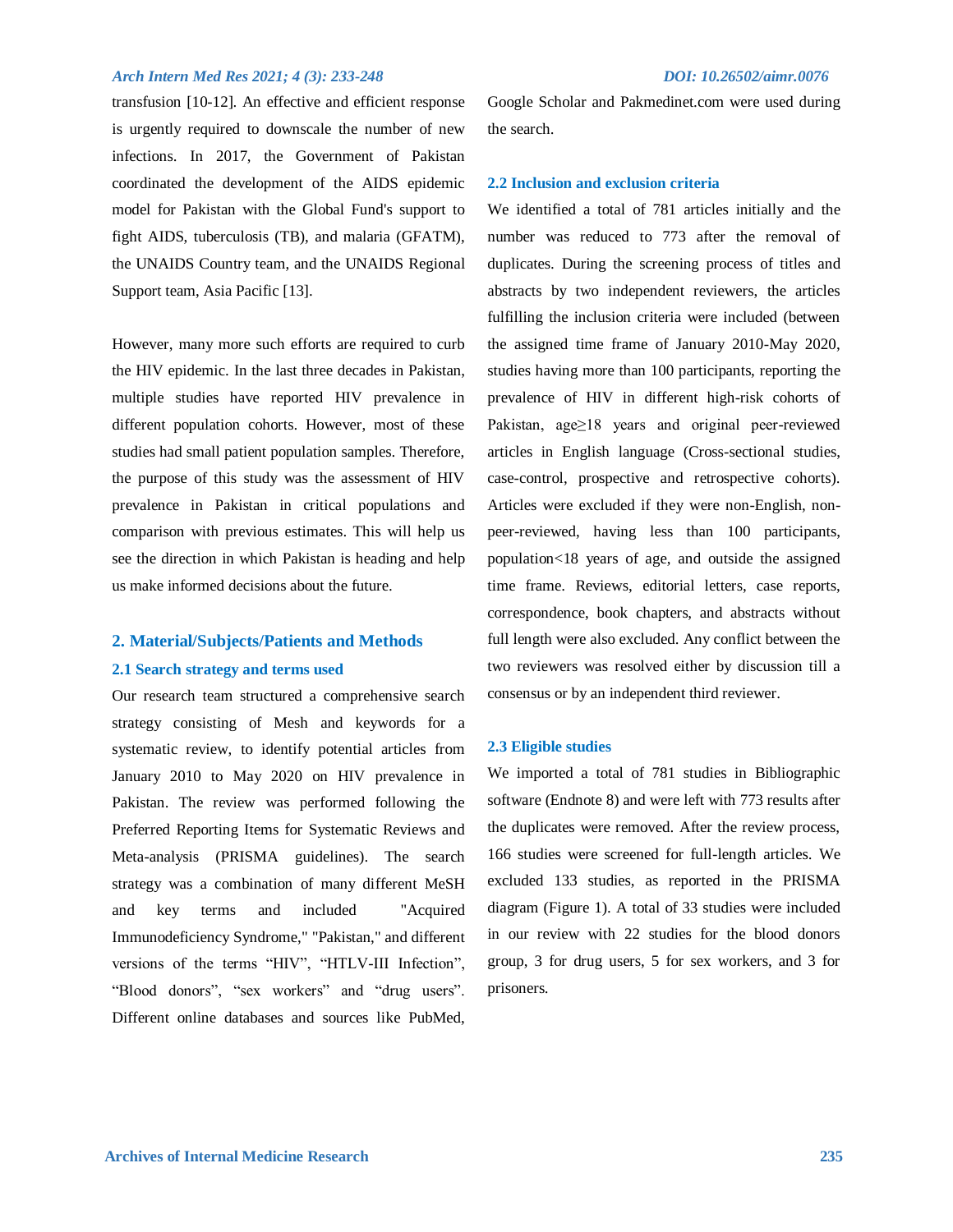transfusion [10-12]. An effective and efficient response is urgently required to downscale the number of new infections. In 2017, the Government of Pakistan coordinated the development of the AIDS epidemic model for Pakistan with the Global Fund's support to fight AIDS, tuberculosis (TB), and malaria (GFATM), the UNAIDS Country team, and the UNAIDS Regional Support team, Asia Pacific [13].

However, many more such efforts are required to curb the HIV epidemic. In the last three decades in Pakistan, multiple studies have reported HIV prevalence in different population cohorts. However, most of these studies had small patient population samples. Therefore, the purpose of this study was the assessment of HIV prevalence in Pakistan in critical populations and comparison with previous estimates. This will help us see the direction in which Pakistan is heading and help us make informed decisions about the future.

## 2. Material/Subjects/Patients and Methods

### 2.1 Search strategy and terms used

Our research team structured a comprehensive search strategy consisting of Mesh and keywords for a systematic review, to identify potential articles from January 2010 to May 2020 on HIV prevalence in Pakistan. The review was performed following the Preferred Reporting Items for Systematic Reviews and Meta-analysis (PRISMA guidelines). The search strategy was a combination of many different MeSH and key terms and included "Acquired Immunodeficiency Syndrome," "Pakistan," and different versions of the terms “HIV”, “HTLV-III Infection”, “Blood donors”, “sex workers” and “drug users”. Different online databases and sources like PubMed, Google Scholar and Pakmedinet.com were used during the search.

### 2.2 Inclusion and exclusion criteria

We identified a total of 781 articles initially and the number was reduced to 773 after the removal of duplicates. During the screening process of titles and abstracts by two independent reviewers, the articles fulfilling the inclusion criteria were included (between the assigned time frame of January 2010-May 2020, studies having more than 100 participants, reporting the prevalence of HIV in different high-risk cohorts of Pakistan, age≥18 years and original peer-reviewed articles in English language (Cross-sectional studies, case-control, prospective and retrospective cohorts). Articles were excluded if they were non-English, non-peer-reviewed, having less than 100 participants, population<18 years of age, and outside the assigned time frame. Reviews, editorial letters, case reports, correspondence, book chapters, and abstracts without full length were also excluded. Any conflict between the two reviewers was resolved either by discussion till a consensus or by an independent third reviewer.

### 2.3 Eligible studies

We imported a total of 781 studies in Bibliographic software (Endnote 8) and were left with 773 results after the duplicates were removed. After the review process, 166 studies were screened for full-length articles. We excluded 133 studies, as reported in the PRISMA diagram (Figure 1). A total of 33 studies were included in our review with 22 studies for the blood donors group, 3 for drug users, 5 for sex workers, and 3 for prisoners.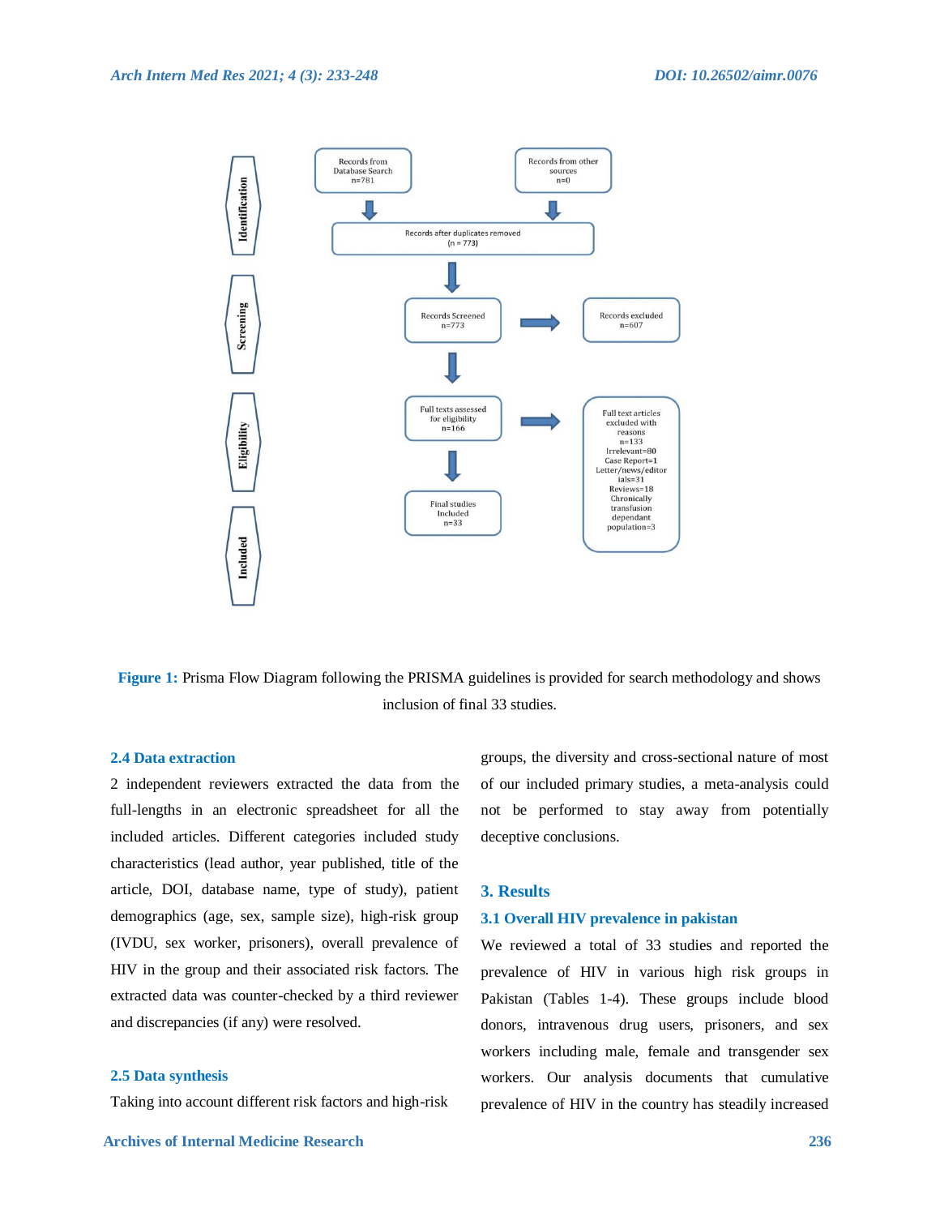| Identification | | |
|---|---|---|
| Records from Database Search n=781 | Records from other sources n=0 | |
| Records after duplicates removed (n = 773) | | |

| Stage | Main flow | Excluded |
|---|---|---|
| Screening | Records Screened n=773 | Records excluded n=607 |
| Eligibility | Full texts assessed for eligibility n=166 | Full text articles excluded with reasons n=133 Irrelevant=80 Case Report=1 Letter/news/editorials=31 Reviews=18 Chronically transfusion dependant population=3 |
| Included | Final studies Included n=33 | |

**Figure 1:** Prisma Flow Diagram following the PRISMA guidelines is provided for search methodology and shows inclusion of final 33 studies.

### 2.4 Data extraction

2 independent reviewers extracted the data from the full-lengths in an electronic spreadsheet for all the included articles. Different categories included study characteristics (lead author, year published, title of the article, DOI, database name, type of study), patient demographics (age, sex, sample size), high-risk group (IVDU, sex worker, prisoners), overall prevalence of HIV in the group and their associated risk factors. The extracted data was counter-checked by a third reviewer and discrepancies (if any) were resolved.

### 2.5 Data synthesis

Taking into account different risk factors and high-risk groups, the diversity and cross-sectional nature of most of our included primary studies, a meta-analysis could not be performed to stay away from potentially deceptive conclusions.

## 3. Results

### 3.1 Overall HIV prevalence in pakistan

We reviewed a total of 33 studies and reported the prevalence of HIV in various high risk groups in Pakistan (Tables 1-4). These groups include blood donors, intravenous drug users, prisoners, and sex workers including male, female and transgender sex workers. Our analysis documents that cumulative prevalence of HIV in the country has steadily increased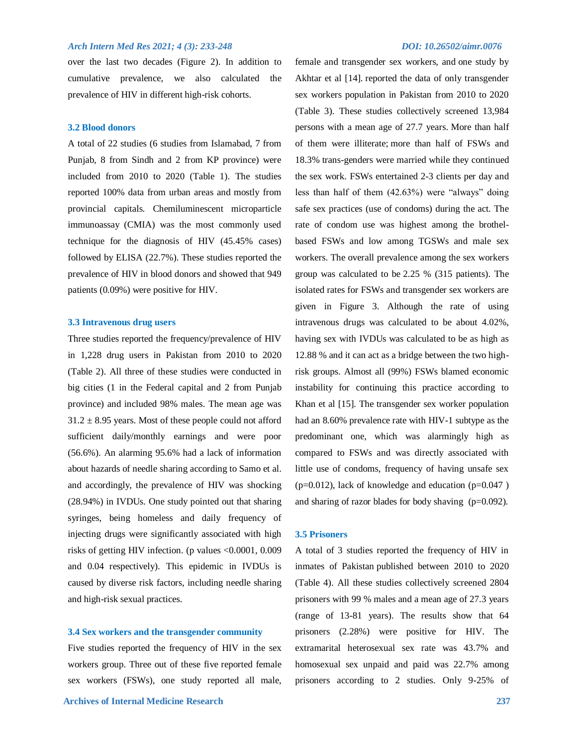over the last two decades (Figure 2). In addition to cumulative prevalence, we also calculated the prevalence of HIV in different high-risk cohorts.

### 3.2 Blood donors

A total of 22 studies (6 studies from Islamabad, 7 from Punjab, 8 from Sindh and 2 from KP province) were included from 2010 to 2020 (Table 1). The studies reported 100% data from urban areas and mostly from provincial capitals. Chemiluminescent microparticle immunoassay (CMIA) was the most commonly used technique for the diagnosis of HIV (45.45% cases) followed by ELISA (22.7%). These studies reported the prevalence of HIV in blood donors and showed that 949 patients (0.09%) were positive for HIV.

### 3.3 Intravenous drug users

Three studies reported the frequency/prevalence of HIV in 1,228 drug users in Pakistan from 2010 to 2020 (Table 2). All three of these studies were conducted in big cities (1 in the Federal capital and 2 from Punjab province) and included 98% males. The mean age was 31.2 ± 8.95 years. Most of these people could not afford sufficient daily/monthly earnings and were poor (56.6%). An alarming 95.6% had a lack of information about hazards of needle sharing according to Samo et al. and accordingly, the prevalence of HIV was shocking (28.94%) in IVDUs. One study pointed out that sharing syringes, being homeless and daily frequency of injecting drugs were significantly associated with high risks of getting HIV infection. (p values <0.0001, 0.009 and 0.04 respectively). This epidemic in IVDUs is caused by diverse risk factors, including needle sharing and high-risk sexual practices.

### 3.4 Sex workers and the transgender community

Five studies reported the frequency of HIV in the sex workers group. Three out of these five reported female sex workers (FSWs), one study reported all male, female and transgender sex workers, and one study by Akhtar et al [14]. reported the data of only transgender sex workers population in Pakistan from 2010 to 2020 (Table 3). These studies collectively screened 13,984 persons with a mean age of 27.7 years. More than half of them were illiterate; more than half of FSWs and 18.3% trans-genders were married while they continued the sex work. FSWs entertained 2-3 clients per day and less than half of them (42.63%) were "always" doing safe sex practices (use of condoms) during the act. The rate of condom use was highest among the brothel-based FSWs and low among TGSWs and male sex workers. The overall prevalence among the sex workers group was calculated to be 2.25 % (315 patients). The isolated rates for FSWs and transgender sex workers are given in Figure 3. Although the rate of using intravenous drugs was calculated to be about 4.02%, having sex with IVDUs was calculated to be as high as 12.88 % and it can act as a bridge between the two high-risk groups. Almost all (99%) FSWs blamed economic instability for continuing this practice according to Khan et al [15]. The transgender sex worker population had an 8.60% prevalence rate with HIV-1 subtype as the predominant one, which was alarmingly high as compared to FSWs and was directly associated with little use of condoms, frequency of having unsafe sex (p=0.012), lack of knowledge and education (p=0.047 ) and sharing of razor blades for body shaving (p=0.092).

### 3.5 Prisoners

A total of 3 studies reported the frequency of HIV in inmates of Pakistan published between 2010 to 2020 (Table 4). All these studies collectively screened 2804 prisoners with 99 % males and a mean age of 27.3 years (range of 13-81 years). The results show that 64 prisoners (2.28%) were positive for HIV. The extramarital heterosexual sex rate was 43.7% and homosexual sex unpaid and paid was 22.7% among prisoners according to 2 studies. Only 9-25% of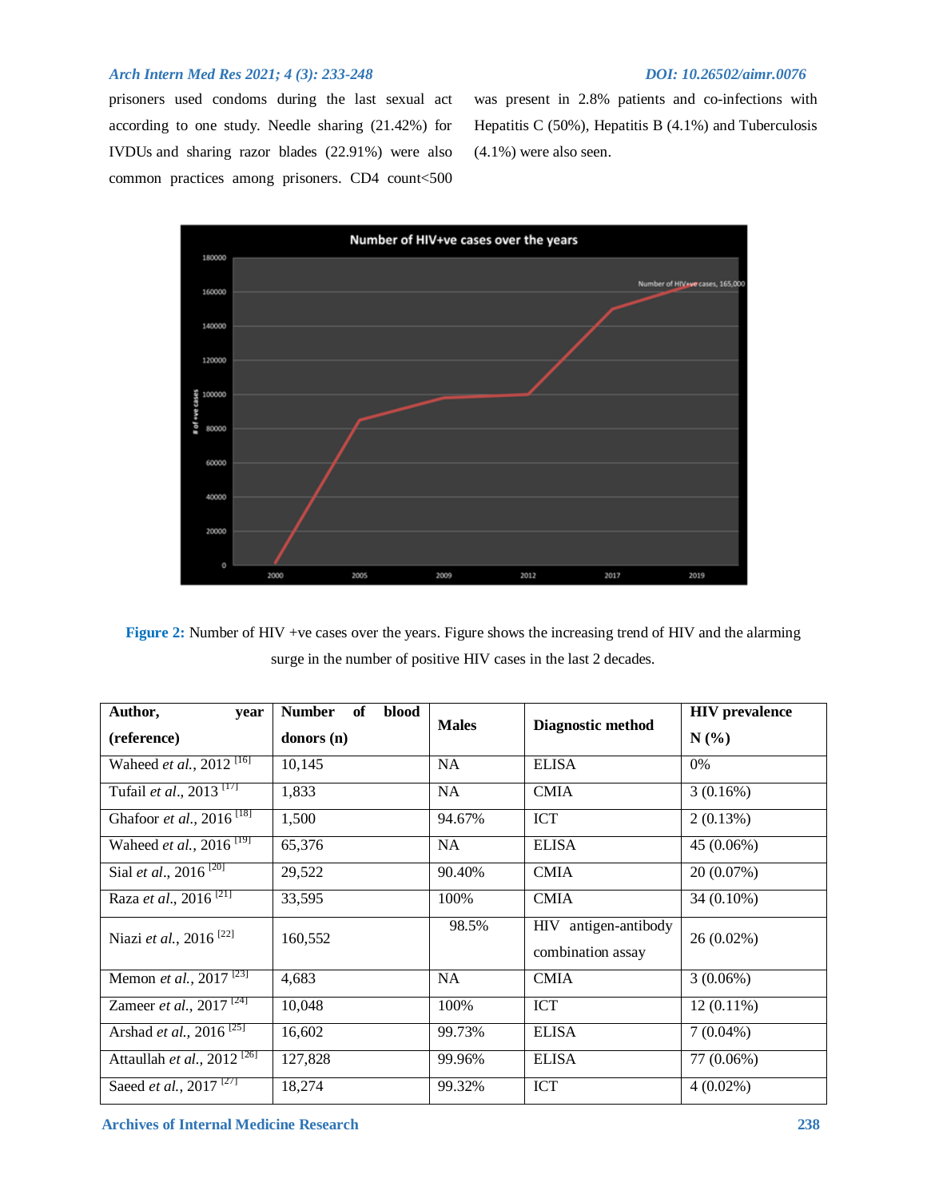prisoners used condoms during the last sexual act according to one study. Needle sharing (21.42%) for IVDUs and sharing razor blades (22.91%) were also common practices among prisoners. CD4 count<500 was present in 2.8% patients and co-infections with Hepatitis C (50%), Hepatitis B (4.1%) and Tuberculosis (4.1%) were also seen.

**Figure 2:** Number of HIV +ve cases over the years. Figure shows the increasing trend of HIV and the alarming surge in the number of positive HIV cases in the last 2 decades.

| Author, year (reference) | Number of blood donors (n) | Males | Diagnostic method | HIV prevalence N (%) |
|---|---|---|---|---|
| Waheed *et al.*, 2012 [16] | 10,145 | NA | ELISA | 0% |
| Tufail *et al.*, 2013 [17] | 1,833 | NA | CMIA | 3 (0.16%) |
| Ghafoor *et al.*, 2016 [18] | 1,500 | 94.67% | ICT | 2 (0.13%) |
| Waheed *et al.*, 2016 [19] | 65,376 | NA | ELISA | 45 (0.06%) |
| Sial *et al.*, 2016 [20] | 29,522 | 90.40% | CMIA | 20 (0.07%) |
| Raza *et al.*, 2016 [21] | 33,595 | 100% | CMIA | 34 (0.10%) |
| Niazi *et al.*, 2016 [22] | 160,552 | 98.5% | HIV antigen-antibody combination assay | 26 (0.02%) |
| Memon *et al.*, 2017 [23] | 4,683 | NA | CMIA | 3 (0.06%) |
| Zameer *et al.*, 2017 [24] | 10,048 | 100% | ICT | 12 (0.11%) |
| Arshad *et al.*, 2016 [25] | 16,602 | 99.73% | ELISA | 7 (0.04%) |
| Attaullah *et al.*, 2012 [26] | 127,828 | 99.96% | ELISA | 77 (0.06%) |
| Saeed *et al.*, 2017 [27] | 18,274 | 99.32% | ICT | 4 (0.02%) |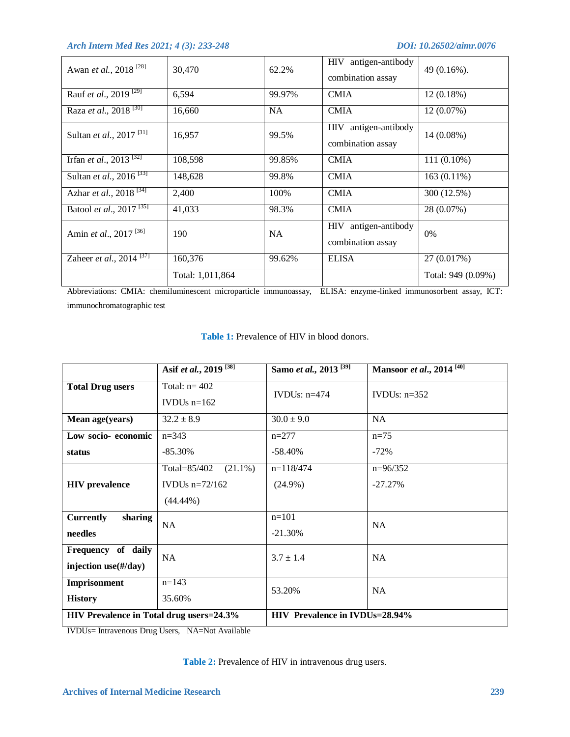| Awan *et al.*, 2018 [28] | 30,470 | 62.2% | HIV antigen-antibody combination assay | 49 (0.16%). |
|---|---|---|---|---|
| Rauf *et al*., 2019 [29] | 6,594 | 99.97% | CMIA | 12 (0.18%) |
| Raza *et al*., 2018 [30] | 16,660 | NA | CMIA | 12 (0.07%) |
| Sultan *et al*., 2017 [31] | 16,957 | 99.5% | HIV antigen-antibody combination assay | 14 (0.08%) |
| Irfan *et al*., 2013 [32] | 108,598 | 99.85% | CMIA | 111 (0.10%) |
| Sultan *et al*., 2016 [33] | 148,628 | 99.8% | CMIA | 163 (0.11%) |
| Azhar *et al*., 2018 [34] | 2,400 | 100% | CMIA | 300 (12.5%) |
| Batool *et al*., 2017 [35] | 41,033 | 98.3% | CMIA | 28 (0.07%) |
| Amin *et al*., 2017 [36] | 190 | NA | HIV antigen-antibody combination assay | 0% |
| Zaheer *et al*., 2014 [37] | 160,376 | 99.62% | ELISA | 27 (0.017%) |
| | Total: 1,011,864 | | | Total: 949 (0.09%) |

Abbreviations: CMIA: chemiluminescent microparticle immunoassay, ELISA: enzyme-linked immunosorbent assay, ICT: immunochromatographic test

**Table 1:** Prevalence of HIV in blood donors.

| | **Asif *et al.*, 2019 [38]** | **Samo *et al.*, 2013 [39]** | **Mansoor *et al*., 2014 [40]** |
|---|---|---|---|
| **Total Drug users** | Total: n= 402<br>IVDUs n=162 | IVDUs: n=474 | IVDUs: n=352 |
| **Mean age(years)** | 32.2 ± 8.9 | 30.0 ± 9.0 | NA |
| **Low socio- economic status** | n=343<br>-85.30% | n=277<br>-58.40% | n=75<br>-72% |
| **HIV prevalence** | Total=85/402 (21.1%)<br>IVDUs n=72/162<br>(44.44%) | n=118/474<br>(24.9%) | n=96/352<br>-27.27% |
| **Currently sharing needles** | NA | n=101<br>-21.30% | NA |
| **Frequency of daily injection use(#/day)** | NA | 3.7 ± 1.4 | NA |
| **Imprisonment History** | n=143<br>35.60% | 53.20% | NA |
| **HIV Prevalence in Total drug users=24.3%** | | **HIV Prevalence in IVDUs=28.94%** | |

IVDUs= Intravenous Drug Users, NA=Not Available

**Table 2:** Prevalence of HIV in intravenous drug users.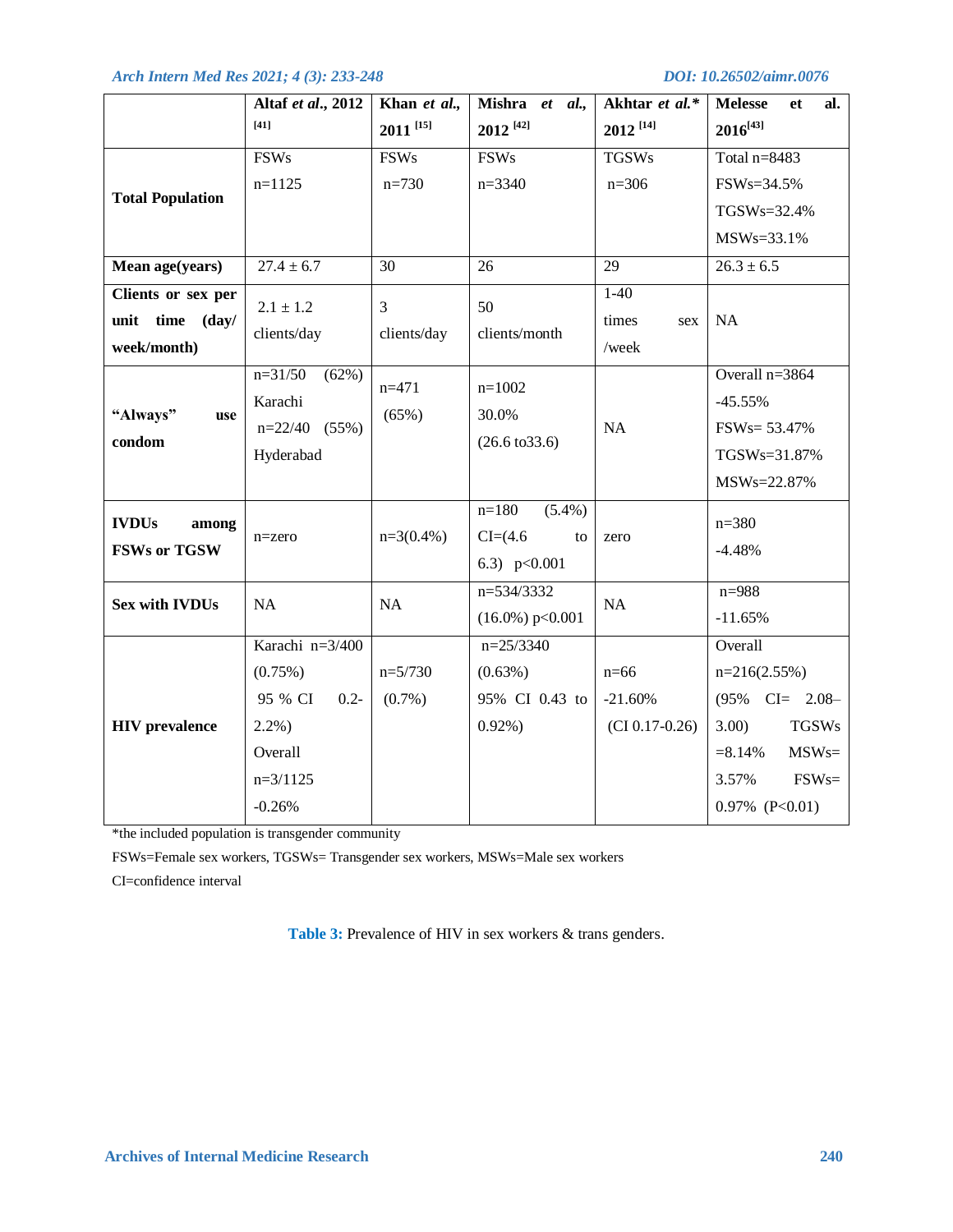|  | Altaf *et al*., 2012 [41] | Khan *et al*., 2011 [15] | Mishra *et al*., 2012 [42] | Akhtar *et al*.* 2012 [14] | Melesse et al. 2016[43] |
|---|---|---|---|---|---|
| **Total Population** | FSWs n=1125 | FSWs n=730 | FSWs n=3340 | TGSWs n=306 | Total n=8483 FSWs=34.5% TGSWs=32.4% MSWs=33.1% |
| **Mean age(years)** | 27.4 ± 6.7 | 30 | 26 | 29 | 26.3 ± 6.5 |
| **Clients or sex per unit time (day/ week/month)** | 2.1 ± 1.2 clients/day | 3 clients/day | 50 clients/month | 1-40 times sex /week | NA |
| **"Always" use condom** | n=31/50 (62%) Karachi n=22/40 (55%) Hyderabad | n=471 (65%) | n=1002 30.0% (26.6 to33.6) | NA | Overall n=3864 -45.55% FSWs= 53.47% TGSWs=31.87% MSWs=22.87% |
| **IVDUs among FSWs or TGSW** | n=zero | n=3(0.4%) | n=180 (5.4%) CI=(4.6 to 6.3) p<0.001 | zero | n=380 -4.48% |
| **Sex with IVDUs** | NA | NA | n=534/3332 (16.0%) p<0.001 | NA | n=988 -11.65% |
| **HIV prevalence** | Karachi n=3/400 (0.75%) 95 % CI 0.2-2.2%) Overall n=3/1125 -0.26% | n=5/730 (0.7%) | n=25/3340 (0.63%) 95% CI 0.43 to 0.92%) | n=66 -21.60% (CI 0.17-0.26) | Overall n=216(2.55%) (95% CI= 2.08–3.00) TGSWs =8.14% MSWs= 3.57% FSWs= 0.97% (P<0.01) |

*the included population is transgender community

FSWs=Female sex workers, TGSWs= Transgender sex workers, MSWs=Male sex workers

CI=confidence interval

**Table 3:** Prevalence of HIV in sex workers & trans genders.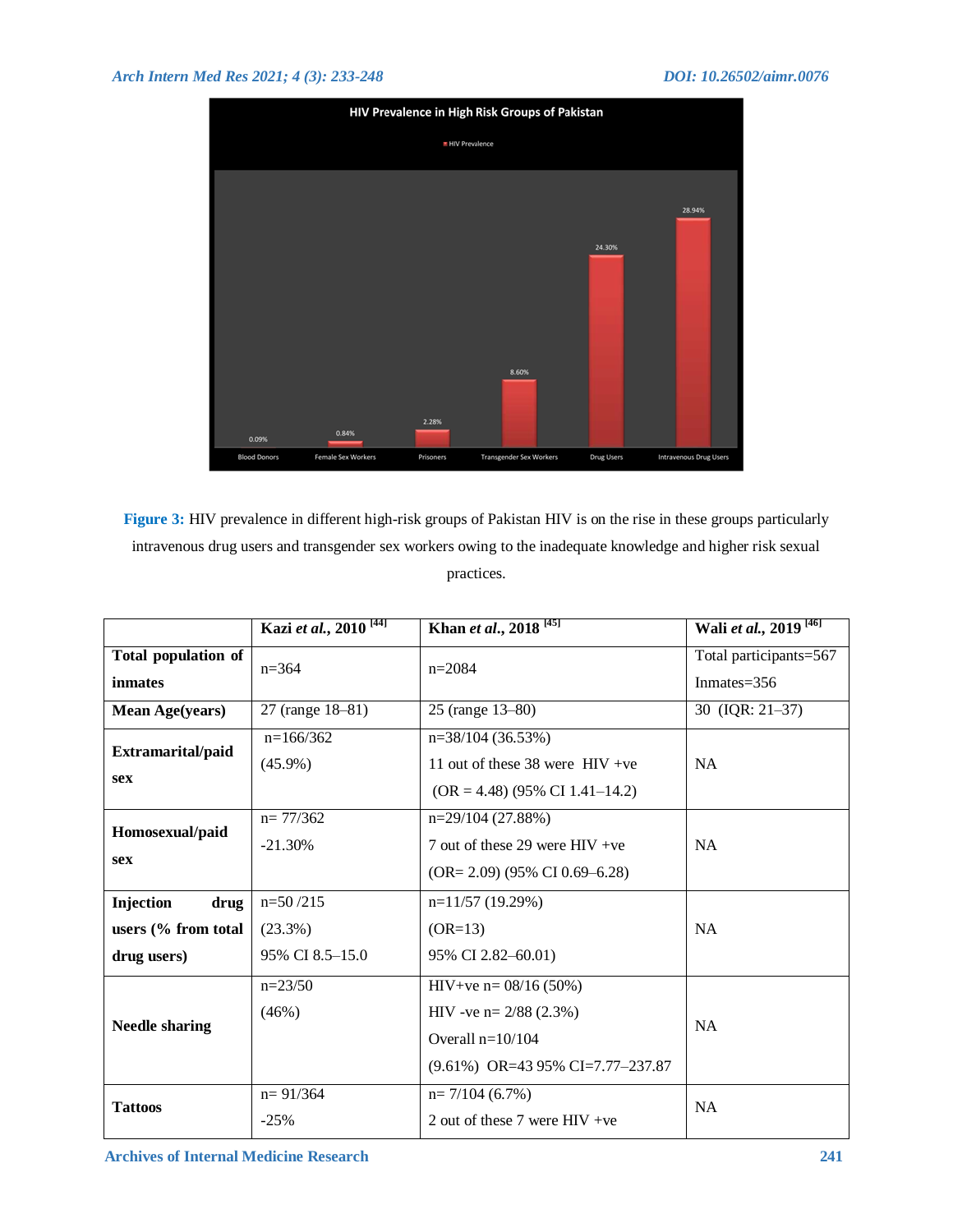**Figure 3:** HIV prevalence in different high-risk groups of Pakistan HIV is on the rise in these groups particularly intravenous drug users and transgender sex workers owing to the inadequate knowledge and higher risk sexual practices.

| | Kazi *et al.*, 2010 [44] | Khan *et al.*, 2018 [45] | Wali *et al.*, 2019 [46] |
|---|---|---|---|
| **Total population of inmates** | n=364 | n=2084 | Total participants=567<br>Inmates=356 |
| **Mean Age(years)** | 27 (range 18–81) | 25 (range 13–80) | 30 (IQR: 21–37) |
| **Extramarital/paid sex** | n=166/362<br>(45.9%) | n=38/104 (36.53%)<br>11 out of these 38 were HIV +ve<br>(OR = 4.48) (95% CI 1.41–14.2) | NA |
| **Homosexual/paid sex** | n= 77/362<br>-21.30% | n=29/104 (27.88%)<br>7 out of these 29 were HIV +ve<br>(OR= 2.09) (95% CI 0.69–6.28) | NA |
| **Injection drug users (% from total drug users)** | n=50 /215<br>(23.3%)<br>95% CI 8.5–15.0 | n=11/57 (19.29%)<br>(OR=13)<br>95% CI 2.82–60.01) | NA |
| **Needle sharing** | n=23/50<br>(46%) | HIV+ve n= 08/16 (50%)<br>HIV -ve n= 2/88 (2.3%)<br>Overall n=10/104<br>(9.61%) OR=43 95% CI=7.77–237.87 | NA |
| **Tattoos** | n= 91/364<br>-25% | n= 7/104 (6.7%)<br>2 out of these 7 were HIV +ve | NA |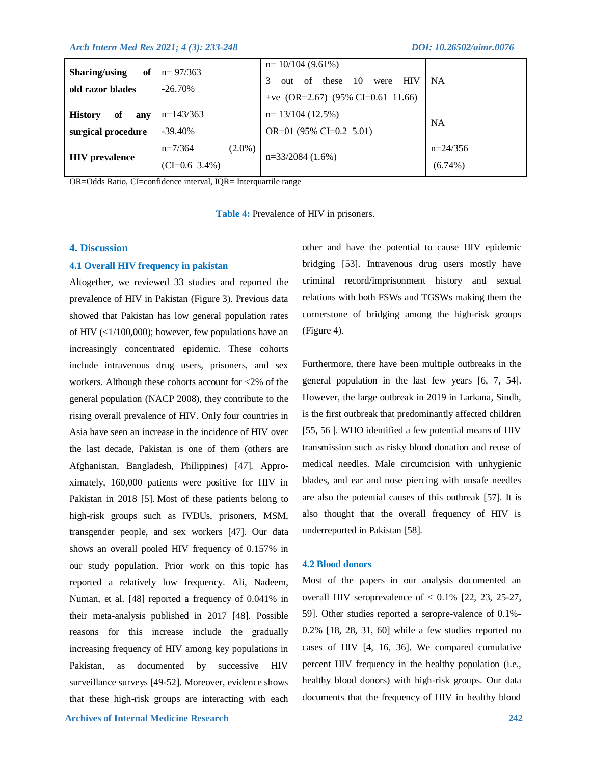| | | | |
|---|---|---|---|
| **Sharing/using of old razor blades** | n= 97/363 -26.70% | n= 10/104 (9.61%) 3 out of these 10 were HIV +ve (OR=2.67) (95% CI=0.61–11.66) | NA |
| **History of any surgical procedure** | n=143/363 -39.40% | n= 13/104 (12.5%) OR=01 (95% CI=0.2–5.01) | NA |
| **HIV prevalence** | n=7/364 (2.0%) (CI=0.6–3.4%) | n=33/2084 (1.6%) | n=24/356 (6.74%) |

OR=Odds Ratio, CI=confidence interval, IQR= Interquartile range

**Table 4:** Prevalence of HIV in prisoners.

## 4. Discussion

### 4.1 Overall HIV frequency in pakistan

Altogether, we reviewed 33 studies and reported the prevalence of HIV in Pakistan (Figure 3). Previous data showed that Pakistan has low general population rates of HIV (<1/100,000); however, few populations have an increasingly concentrated epidemic. These cohorts include intravenous drug users, prisoners, and sex workers. Although these cohorts account for <2% of the general population (NACP 2008), they contribute to the rising overall prevalence of HIV. Only four countries in Asia have seen an increase in the incidence of HIV over the last decade, Pakistan is one of them (others are Afghanistan, Bangladesh, Philippines) [47]. Approximately, 160,000 patients were positive for HIV in Pakistan in 2018 [5]. Most of these patients belong to high-risk groups such as IVDUs, prisoners, MSM, transgender people, and sex workers [47]. Our data shows an overall pooled HIV frequency of 0.157% in our study population. Prior work on this topic has reported a relatively low frequency. Ali, Nadeem, Numan, et al. [48] reported a frequency of 0.041% in their meta-analysis published in 2017 [48]. Possible reasons for this increase include the gradually increasing frequency of HIV among key populations in Pakistan, as documented by successive HIV surveillance surveys [49-52]. Moreover, evidence shows that these high-risk groups are interacting with each other and have the potential to cause HIV epidemic bridging [53]. Intravenous drug users mostly have criminal record/imprisonment history and sexual relations with both FSWs and TGSWs making them the cornerstone of bridging among the high-risk groups (Figure 4).

Furthermore, there have been multiple outbreaks in the general population in the last few years [6, 7, 54]. However, the large outbreak in 2019 in Larkana, Sindh, is the first outbreak that predominantly affected children [55, 56 ]. WHO identified a few potential means of HIV transmission such as risky blood donation and reuse of medical needles. Male circumcision with unhygienic blades, and ear and nose piercing with unsafe needles are also the potential causes of this outbreak [57]. It is also thought that the overall frequency of HIV is underreported in Pakistan [58].

### 4.2 Blood donors

Most of the papers in our analysis documented an overall HIV seroprevalence of < 0.1% [22, 23, 25-27, 59]. Other studies reported a seropre-valence of 0.1%-0.2% [18, 28, 31, 60] while a few studies reported no cases of HIV [4, 16, 36]. We compared cumulative percent HIV frequency in the healthy population (i.e., healthy blood donors) with high-risk groups. Our data documents that the frequency of HIV in healthy blood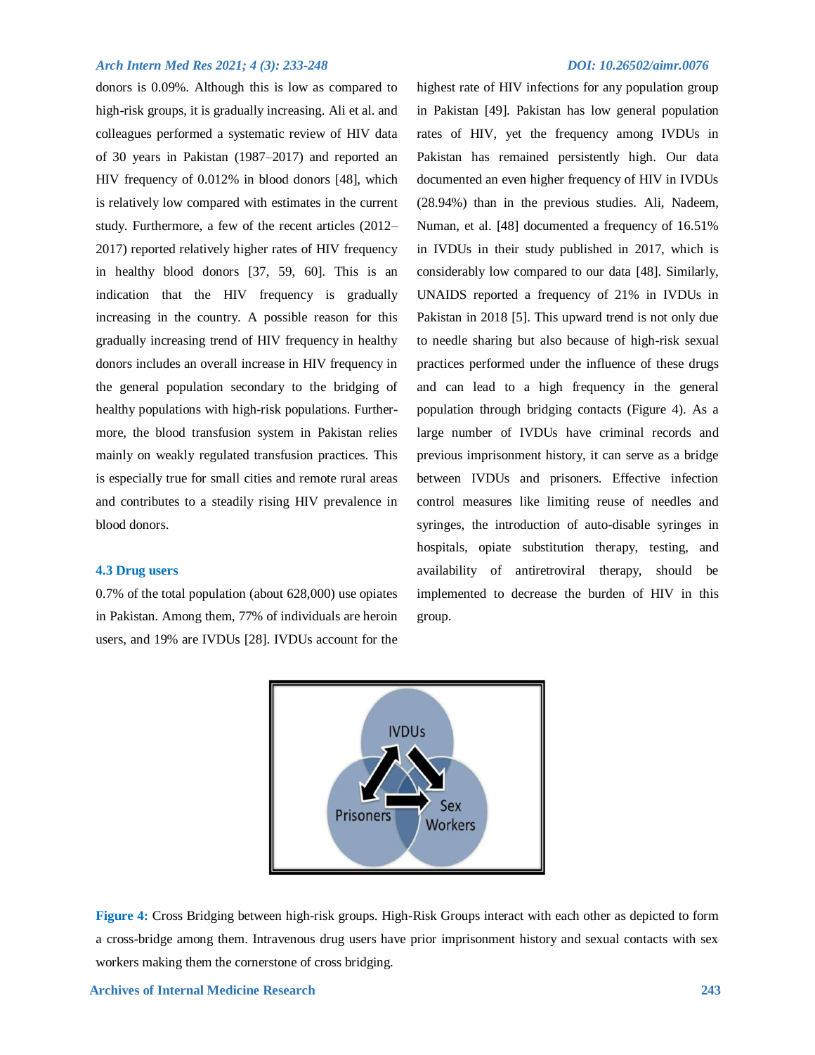donors is 0.09%. Although this is low as compared to high-risk groups, it is gradually increasing. Ali et al. and colleagues performed a systematic review of HIV data of 30 years in Pakistan (1987–2017) and reported an HIV frequency of 0.012% in blood donors [48], which is relatively low compared with estimates in the current study. Furthermore, a few of the recent articles (2012–2017) reported relatively higher rates of HIV frequency in healthy blood donors [37, 59, 60]. This is an indication that the HIV frequency is gradually increasing in the country. A possible reason for this gradually increasing trend of HIV frequency in healthy donors includes an overall increase in HIV frequency in the general population secondary to the bridging of healthy populations with high-risk populations. Furthermore, the blood transfusion system in Pakistan relies mainly on weakly regulated transfusion practices. This is especially true for small cities and remote rural areas and contributes to a steadily rising HIV prevalence in blood donors.

### 4.3 Drug users

0.7% of the total population (about 628,000) use opiates in Pakistan. Among them, 77% of individuals are heroin users, and 19% are IVDUs [28]. IVDUs account for the highest rate of HIV infections for any population group in Pakistan [49]. Pakistan has low general population rates of HIV, yet the frequency among IVDUs in Pakistan has remained persistently high. Our data documented an even higher frequency of HIV in IVDUs (28.94%) than in the previous studies. Ali, Nadeem, Numan, et al. [48] documented a frequency of 16.51% in IVDUs in their study published in 2017, which is considerably low compared to our data [48]. Similarly, UNAIDS reported a frequency of 21% in IVDUs in Pakistan in 2018 [5]. This upward trend is not only due to needle sharing but also because of high-risk sexual practices performed under the influence of these drugs and can lead to a high frequency in the general population through bridging contacts (Figure 4). As a large number of IVDUs have criminal records and previous imprisonment history, it can serve as a bridge between IVDUs and prisoners. Effective infection control measures like limiting reuse of needles and syringes, the introduction of auto-disable syringes in hospitals, opiate substitution therapy, testing, and availability of antiretroviral therapy, should be implemented to decrease the burden of HIV in this group.

**Figure 4:** Cross Bridging between high-risk groups. High-Risk Groups interact with each other as depicted to form a cross-bridge among them. Intravenous drug users have prior imprisonment history and sexual contacts with sex workers making them the cornerstone of cross bridging.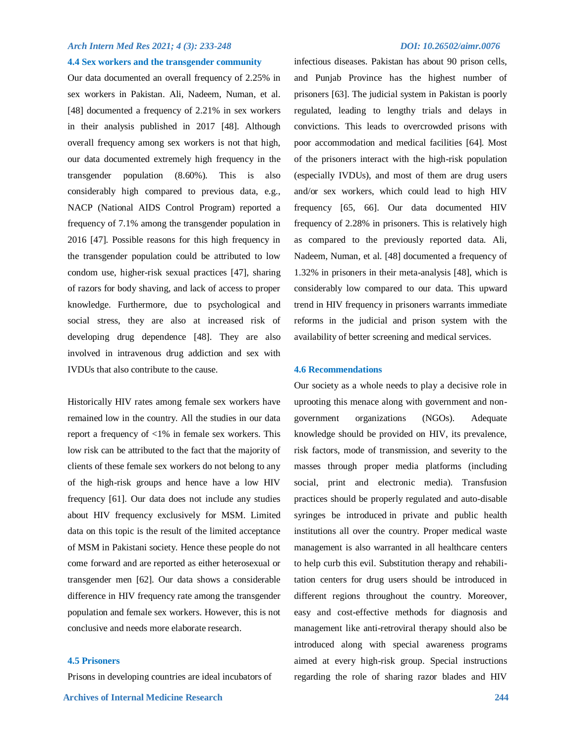### 4.4 Sex workers and the transgender community

Our data documented an overall frequency of 2.25% in sex workers in Pakistan. Ali, Nadeem, Numan, et al. [48] documented a frequency of 2.21% in sex workers in their analysis published in 2017 [48]. Although overall frequency among sex workers is not that high, our data documented extremely high frequency in the transgender population (8.60%). This is also considerably high compared to previous data, e.g., NACP (National AIDS Control Program) reported a frequency of 7.1% among the transgender population in 2016 [47]. Possible reasons for this high frequency in the transgender population could be attributed to low condom use, higher-risk sexual practices [47], sharing of razors for body shaving, and lack of access to proper knowledge. Furthermore, due to psychological and social stress, they are also at increased risk of developing drug dependence [48]. They are also involved in intravenous drug addiction and sex with IVDUs that also contribute to the cause.

Historically HIV rates among female sex workers have remained low in the country. All the studies in our data report a frequency of <1% in female sex workers. This low risk can be attributed to the fact that the majority of clients of these female sex workers do not belong to any of the high-risk groups and hence have a low HIV frequency [61]. Our data does not include any studies about HIV frequency exclusively for MSM. Limited data on this topic is the result of the limited acceptance of MSM in Pakistani society. Hence these people do not come forward and are reported as either heterosexual or transgender men [62]. Our data shows a considerable difference in HIV frequency rate among the transgender population and female sex workers. However, this is not conclusive and needs more elaborate research.

### 4.5 Prisoners

Prisons in developing countries are ideal incubators of infectious diseases. Pakistan has about 90 prison cells, and Punjab Province has the highest number of prisoners [63]. The judicial system in Pakistan is poorly regulated, leading to lengthy trials and delays in convictions. This leads to overcrowded prisons with poor accommodation and medical facilities [64]. Most of the prisoners interact with the high-risk population (especially IVDUs), and most of them are drug users and/or sex workers, which could lead to high HIV frequency [65, 66]. Our data documented HIV frequency of 2.28% in prisoners. This is relatively high as compared to the previously reported data. Ali, Nadeem, Numan, et al. [48] documented a frequency of 1.32% in prisoners in their meta-analysis [48], which is considerably low compared to our data. This upward trend in HIV frequency in prisoners warrants immediate reforms in the judicial and prison system with the availability of better screening and medical services.

### 4.6 Recommendations

Our society as a whole needs to play a decisive role in uprooting this menace along with government and non-government organizations (NGOs). Adequate knowledge should be provided on HIV, its prevalence, risk factors, mode of transmission, and severity to the masses through proper media platforms (including social, print and electronic media). Transfusion practices should be properly regulated and auto-disable syringes be introduced in private and public health institutions all over the country. Proper medical waste management is also warranted in all healthcare centers to help curb this evil. Substitution therapy and rehabilitation centers for drug users should be introduced in different regions throughout the country. Moreover, easy and cost-effective methods for diagnosis and management like anti-retroviral therapy should also be introduced along with special awareness programs aimed at every high-risk group. Special instructions regarding the role of sharing razor blades and HIV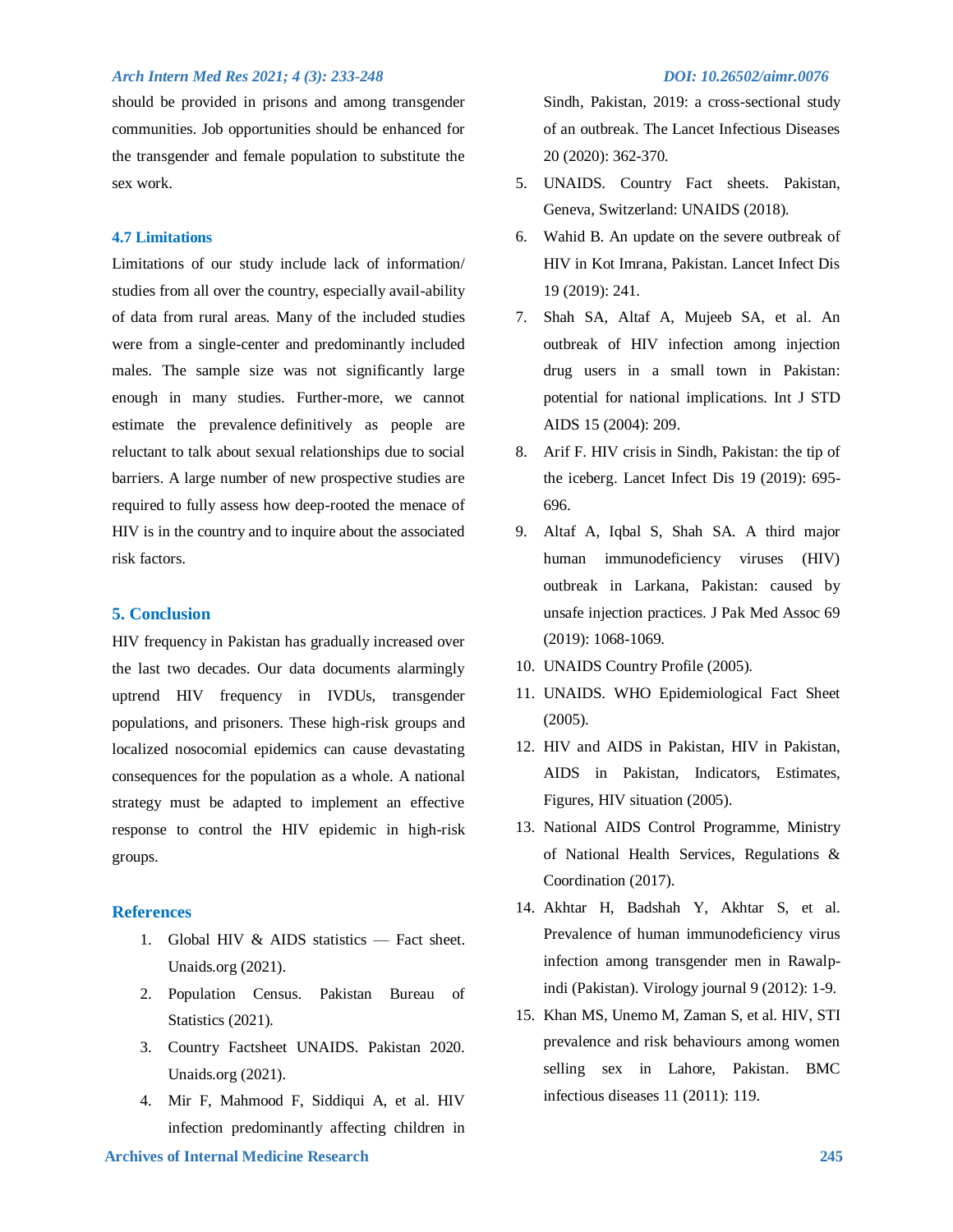should be provided in prisons and among transgender communities. Job opportunities should be enhanced for the transgender and female population to substitute the sex work.

### 4.7 Limitations

Limitations of our study include lack of information/ studies from all over the country, especially avail-ability of data from rural areas. Many of the included studies were from a single-center and predominantly included males. The sample size was not significantly large enough in many studies. Further-more, we cannot estimate the prevalence definitively as people are reluctant to talk about sexual relationships due to social barriers. A large number of new prospective studies are required to fully assess how deep-rooted the menace of HIV is in the country and to inquire about the associated risk factors.

## 5. Conclusion

HIV frequency in Pakistan has gradually increased over the last two decades. Our data documents alarmingly uptrend HIV frequency in IVDUs, transgender populations, and prisoners. These high-risk groups and localized nosocomial epidemics can cause devastating consequences for the population as a whole. A national strategy must be adapted to implement an effective response to control the HIV epidemic in high-risk groups.

## References

1. Global HIV & AIDS statistics — Fact sheet. Unaids.org (2021).
2. Population Census. Pakistan Bureau of Statistics (2021).
3. Country Factsheet UNAIDS. Pakistan 2020. Unaids.org (2021).
4. Mir F, Mahmood F, Siddiqui A, et al. HIV infection predominantly affecting children in Sindh, Pakistan, 2019: a cross-sectional study of an outbreak. The Lancet Infectious Diseases 20 (2020): 362-370.
5. UNAIDS. Country Fact sheets. Pakistan, Geneva, Switzerland: UNAIDS (2018).
6. Wahid B. An update on the severe outbreak of HIV in Kot Imrana, Pakistan. Lancet Infect Dis 19 (2019): 241.
7. Shah SA, Altaf A, Mujeeb SA, et al. An outbreak of HIV infection among injection drug users in a small town in Pakistan: potential for national implications. Int J STD AIDS 15 (2004): 209.
8. Arif F. HIV crisis in Sindh, Pakistan: the tip of the iceberg. Lancet Infect Dis 19 (2019): 695-696.
9. Altaf A, Iqbal S, Shah SA. A third major human immunodeficiency viruses (HIV) outbreak in Larkana, Pakistan: caused by unsafe injection practices. J Pak Med Assoc 69 (2019): 1068-1069.
10. UNAIDS Country Profile (2005).
11. UNAIDS. WHO Epidemiological Fact Sheet (2005).
12. HIV and AIDS in Pakistan, HIV in Pakistan, AIDS in Pakistan, Indicators, Estimates, Figures, HIV situation (2005).
13. National AIDS Control Programme, Ministry of National Health Services, Regulations & Coordination (2017).
14. Akhtar H, Badshah Y, Akhtar S, et al. Prevalence of human immunodeficiency virus infection among transgender men in Rawalp-indi (Pakistan). Virology journal 9 (2012): 1-9.
15. Khan MS, Unemo M, Zaman S, et al. HIV, STI prevalence and risk behaviours among women selling sex in Lahore, Pakistan. BMC infectious diseases 11 (2011): 119.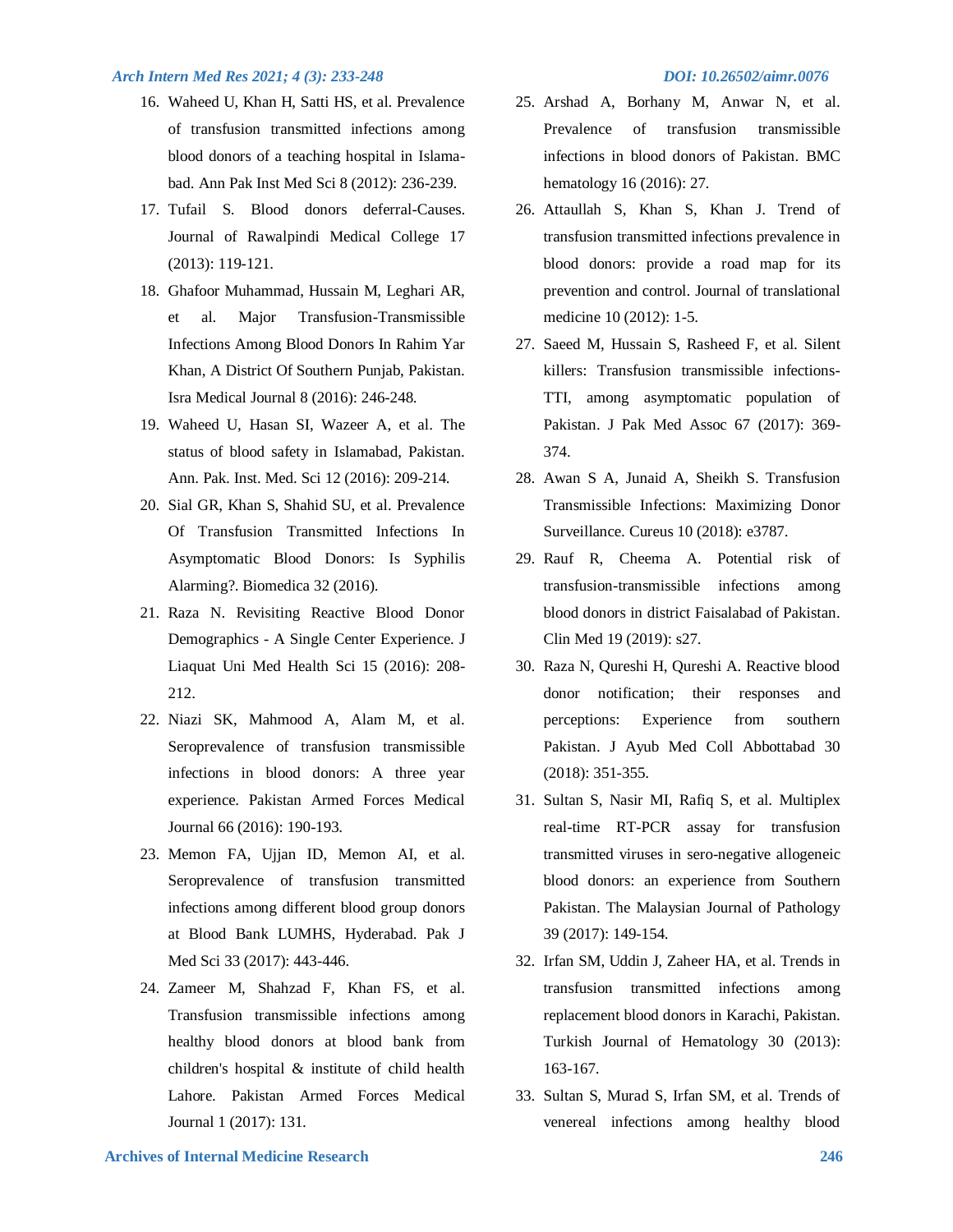16. Waheed U, Khan H, Satti HS, et al. Prevalence of transfusion transmitted infections among blood donors of a teaching hospital in Islamabad. Ann Pak Inst Med Sci 8 (2012): 236-239.
17. Tufail S. Blood donors deferral-Causes. Journal of Rawalpindi Medical College 17 (2013): 119-121.
18. Ghafoor Muhammad, Hussain M, Leghari AR, et al. Major Transfusion-Transmissible Infections Among Blood Donors In Rahim Yar Khan, A District Of Southern Punjab, Pakistan. Isra Medical Journal 8 (2016): 246-248.
19. Waheed U, Hasan SI, Wazeer A, et al. The status of blood safety in Islamabad, Pakistan. Ann. Pak. Inst. Med. Sci 12 (2016): 209-214.
20. Sial GR, Khan S, Shahid SU, et al. Prevalence Of Transfusion Transmitted Infections In Asymptomatic Blood Donors: Is Syphilis Alarming?. Biomedica 32 (2016).
21. Raza N. Revisiting Reactive Blood Donor Demographics - A Single Center Experience. J Liaquat Uni Med Health Sci 15 (2016): 208-212.
22. Niazi SK, Mahmood A, Alam M, et al. Seroprevalence of transfusion transmissible infections in blood donors: A three year experience. Pakistan Armed Forces Medical Journal 66 (2016): 190-193.
23. Memon FA, Ujjan ID, Memon AI, et al. Seroprevalence of transfusion transmitted infections among different blood group donors at Blood Bank LUMHS, Hyderabad. Pak J Med Sci 33 (2017): 443-446.
24. Zameer M, Shahzad F, Khan FS, et al. Transfusion transmissible infections among healthy blood donors at blood bank from children's hospital & institute of child health Lahore. Pakistan Armed Forces Medical Journal 1 (2017): 131.
25. Arshad A, Borhany M, Anwar N, et al. Prevalence of transfusion transmissible infections in blood donors of Pakistan. BMC hematology 16 (2016): 27.
26. Attaullah S, Khan S, Khan J. Trend of transfusion transmitted infections prevalence in blood donors: provide a road map for its prevention and control. Journal of translational medicine 10 (2012): 1-5.
27. Saeed M, Hussain S, Rasheed F, et al. Silent killers: Transfusion transmissible infections-TTI, among asymptomatic population of Pakistan. J Pak Med Assoc 67 (2017): 369-374.
28. Awan S A, Junaid A, Sheikh S. Transfusion Transmissible Infections: Maximizing Donor Surveillance. Cureus 10 (2018): e3787.
29. Rauf R, Cheema A. Potential risk of transfusion-transmissible infections among blood donors in district Faisalabad of Pakistan. Clin Med 19 (2019): s27.
30. Raza N, Qureshi H, Qureshi A. Reactive blood donor notification; their responses and perceptions: Experience from southern Pakistan. J Ayub Med Coll Abbottabad 30 (2018): 351-355.
31. Sultan S, Nasir MI, Rafiq S, et al. Multiplex real-time RT-PCR assay for transfusion transmitted viruses in sero-negative allogeneic blood donors: an experience from Southern Pakistan. The Malaysian Journal of Pathology 39 (2017): 149-154.
32. Irfan SM, Uddin J, Zaheer HA, et al. Trends in transfusion transmitted infections among replacement blood donors in Karachi, Pakistan. Turkish Journal of Hematology 30 (2013): 163-167.
33. Sultan S, Murad S, Irfan SM, et al. Trends of venereal infections among healthy blood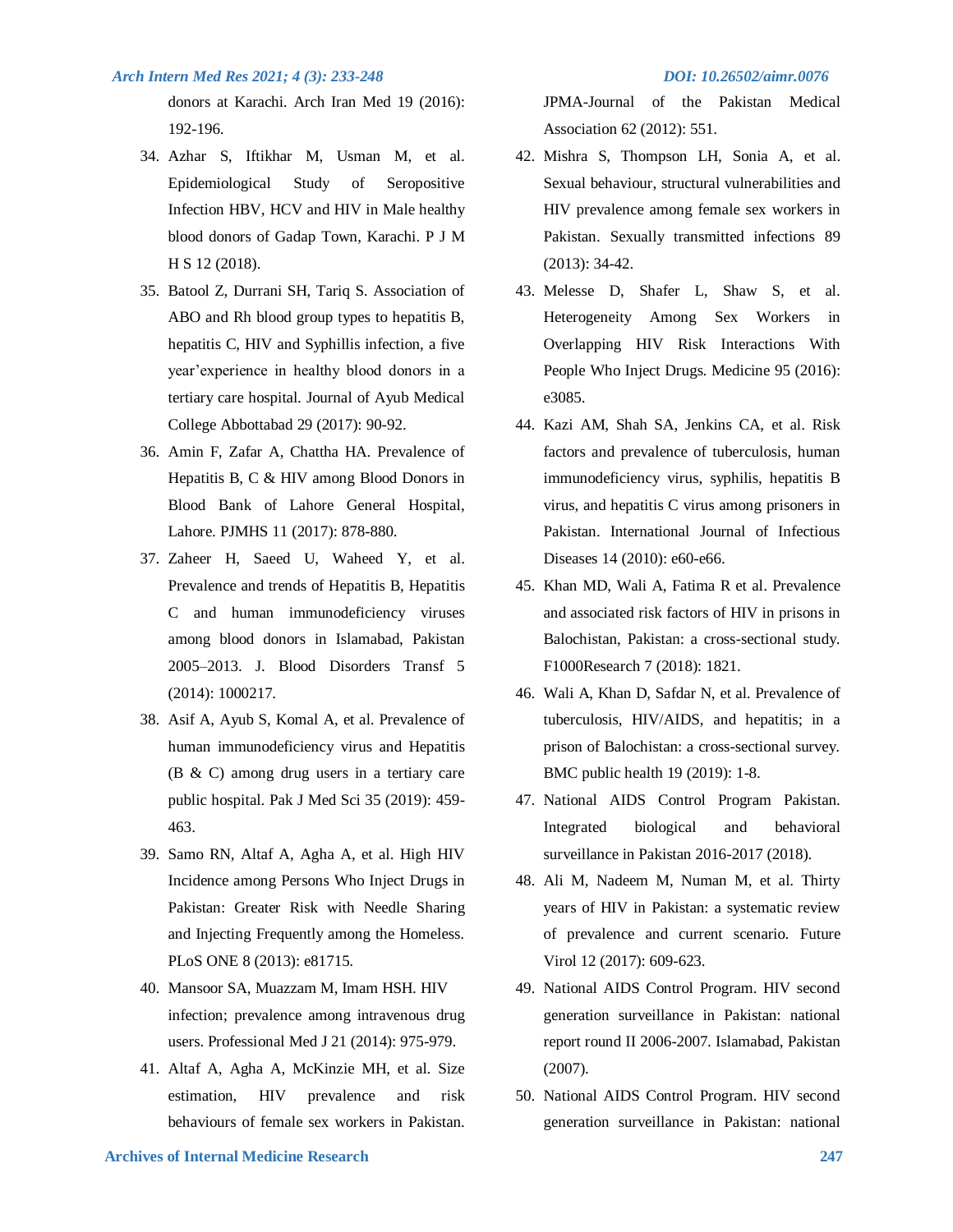donors at Karachi. Arch Iran Med 19 (2016): 192-196.

34. Azhar S, Iftikhar M, Usman M, et al. Epidemiological Study of Seropositive Infection HBV, HCV and HIV in Male healthy blood donors of Gadap Town, Karachi. P J M H S 12 (2018).
35. Batool Z, Durrani SH, Tariq S. Association of ABO and Rh blood group types to hepatitis B, hepatitis C, HIV and Syphillis infection, a five year'experience in healthy blood donors in a tertiary care hospital. Journal of Ayub Medical College Abbottabad 29 (2017): 90-92.
36. Amin F, Zafar A, Chattha HA. Prevalence of Hepatitis B, C & HIV among Blood Donors in Blood Bank of Lahore General Hospital, Lahore. PJMHS 11 (2017): 878-880.
37. Zaheer H, Saeed U, Waheed Y, et al. Prevalence and trends of Hepatitis B, Hepatitis C and human immunodeficiency viruses among blood donors in Islamabad, Pakistan 2005–2013. J. Blood Disorders Transf 5 (2014): 1000217.
38. Asif A, Ayub S, Komal A, et al. Prevalence of human immunodeficiency virus and Hepatitis (B & C) among drug users in a tertiary care public hospital. Pak J Med Sci 35 (2019): 459-463.
39. Samo RN, Altaf A, Agha A, et al. High HIV Incidence among Persons Who Inject Drugs in Pakistan: Greater Risk with Needle Sharing and Injecting Frequently among the Homeless. PLoS ONE 8 (2013): e81715.
40. Mansoor SA, Muazzam M, Imam HSH. HIV infection; prevalence among intravenous drug users. Professional Med J 21 (2014): 975-979.
41. Altaf A, Agha A, McKinzie MH, et al. Size estimation, HIV prevalence and risk behaviours of female sex workers in Pakistan. JPMA-Journal of the Pakistan Medical Association 62 (2012): 551.
42. Mishra S, Thompson LH, Sonia A, et al. Sexual behaviour, structural vulnerabilities and HIV prevalence among female sex workers in Pakistan. Sexually transmitted infections 89 (2013): 34-42.
43. Melesse D, Shafer L, Shaw S, et al. Heterogeneity Among Sex Workers in Overlapping HIV Risk Interactions With People Who Inject Drugs. Medicine 95 (2016): e3085.
44. Kazi AM, Shah SA, Jenkins CA, et al. Risk factors and prevalence of tuberculosis, human immunodeficiency virus, syphilis, hepatitis B virus, and hepatitis C virus among prisoners in Pakistan. International Journal of Infectious Diseases 14 (2010): e60-e66.
45. Khan MD, Wali A, Fatima R et al. Prevalence and associated risk factors of HIV in prisons in Balochistan, Pakistan: a cross-sectional study. F1000Research 7 (2018): 1821.
46. Wali A, Khan D, Safdar N, et al. Prevalence of tuberculosis, HIV/AIDS, and hepatitis; in a prison of Balochistan: a cross-sectional survey. BMC public health 19 (2019): 1-8.
47. National AIDS Control Program Pakistan. Integrated biological and behavioral surveillance in Pakistan 2016-2017 (2018).
48. Ali M, Nadeem M, Numan M, et al. Thirty years of HIV in Pakistan: a systematic review of prevalence and current scenario. Future Virol 12 (2017): 609-623.
49. National AIDS Control Program. HIV second generation surveillance in Pakistan: national report round II 2006-2007. Islamabad, Pakistan (2007).
50. National AIDS Control Program. HIV second generation surveillance in Pakistan: national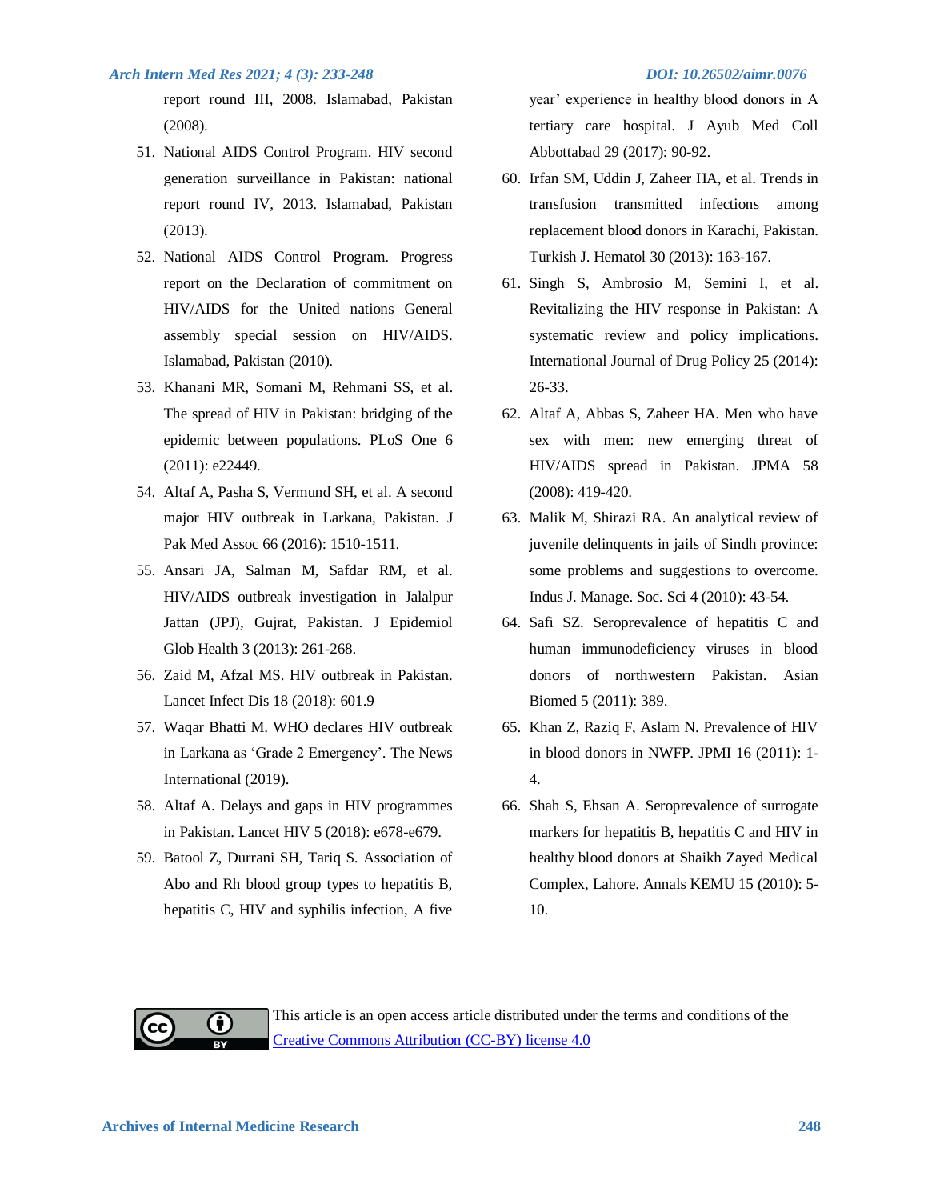report round III, 2008. Islamabad, Pakistan (2008).

51. National AIDS Control Program. HIV second generation surveillance in Pakistan: national report round IV, 2013. Islamabad, Pakistan (2013).
52. National AIDS Control Program. Progress report on the Declaration of commitment on HIV/AIDS for the United nations General assembly special session on HIV/AIDS. Islamabad, Pakistan (2010).
53. Khanani MR, Somani M, Rehmani SS, et al. The spread of HIV in Pakistan: bridging of the epidemic between populations. PLoS One 6 (2011): e22449.
54. Altaf A, Pasha S, Vermund SH, et al. A second major HIV outbreak in Larkana, Pakistan. J Pak Med Assoc 66 (2016): 1510-1511.
55. Ansari JA, Salman M, Safdar RM, et al. HIV/AIDS outbreak investigation in Jalalpur Jattan (JPJ), Gujrat, Pakistan. J Epidemiol Glob Health 3 (2013): 261-268.
56. Zaid M, Afzal MS. HIV outbreak in Pakistan. Lancet Infect Dis 18 (2018): 601.9
57. Waqar Bhatti M. WHO declares HIV outbreak in Larkana as 'Grade 2 Emergency'. The News International (2019).
58. Altaf A. Delays and gaps in HIV programmes in Pakistan. Lancet HIV 5 (2018): e678-e679.
59. Batool Z, Durrani SH, Tariq S. Association of Abo and Rh blood group types to hepatitis B, hepatitis C, HIV and syphilis infection, A five year' experience in healthy blood donors in A tertiary care hospital. J Ayub Med Coll Abbottabad 29 (2017): 90-92.
60. Irfan SM, Uddin J, Zaheer HA, et al. Trends in transfusion transmitted infections among replacement blood donors in Karachi, Pakistan. Turkish J. Hematol 30 (2013): 163-167.
61. Singh S, Ambrosio M, Semini I, et al. Revitalizing the HIV response in Pakistan: A systematic review and policy implications. International Journal of Drug Policy 25 (2014): 26-33.
62. Altaf A, Abbas S, Zaheer HA. Men who have sex with men: new emerging threat of HIV/AIDS spread in Pakistan. JPMA 58 (2008): 419-420.
63. Malik M, Shirazi RA. An analytical review of juvenile delinquents in jails of Sindh province: some problems and suggestions to overcome. Indus J. Manage. Soc. Sci 4 (2010): 43-54.
64. Safi SZ. Seroprevalence of hepatitis C and human immunodeficiency viruses in blood donors of northwestern Pakistan. Asian Biomed 5 (2011): 389.
65. Khan Z, Raziq F, Aslam N. Prevalence of HIV in blood donors in NWFP. JPMI 16 (2011): 1-4.
66. Shah S, Ehsan A. Seroprevalence of surrogate markers for hepatitis B, hepatitis C and HIV in healthy blood donors at Shaikh Zayed Medical Complex, Lahore. Annals KEMU 15 (2010): 5-10.

This article is an open access article distributed under the terms and conditions of the [Creative Commons Attribution (CC-BY) license 4.0](https://creativecommons.org/licenses/by/4.0/)